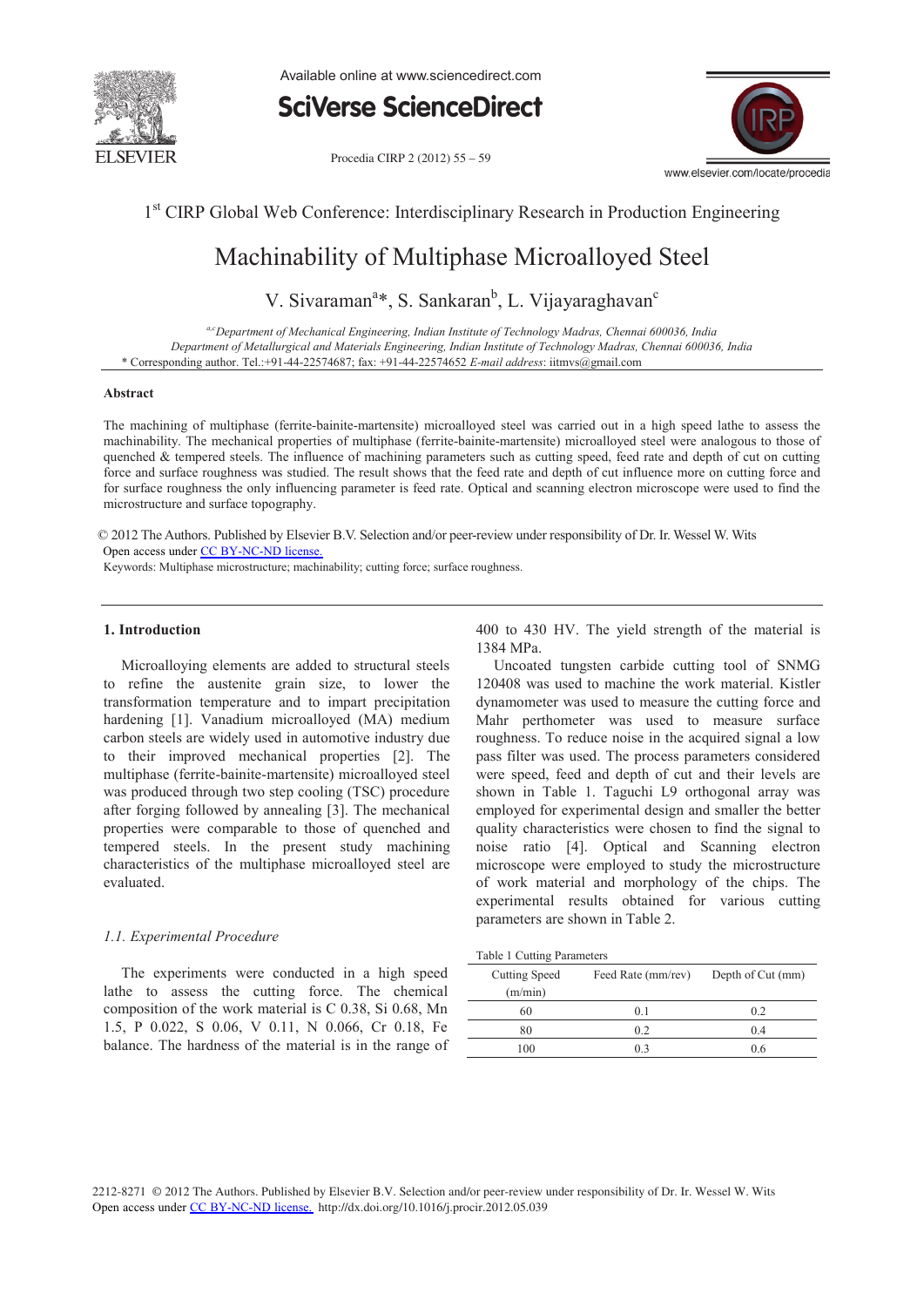1[st] CIRP Global Web Conference: Interdisciplinary Research in Production Engineering

# Machinability of Multiphase Microalloyed Steel

V. Sivaraman[a]*, S. Sankaran[b], L. Vijayaraghavan[c]

[a,c]Department of Mechanical Engineering, Indian Institute of Technology Madras, Chennai 600036, India
Department of Metallurgical and Materials Engineering, Indian Institute of Technology Madras, Chennai 600036, India
* Corresponding author. Tel.:+91-44-22574687; fax: +91-44-22574652 *E-mail address*: iitmvs@gmail.com

## Abstract

The machining of multiphase (ferrite-bainite-martensite) microalloyed steel was carried out in a high speed lathe to assess the machinability. The mechanical properties of multiphase (ferrite-bainite-martensite) microalloyed steel were analogous to those of quenched & tempered steels. The influence of machining parameters such as cutting speed, feed rate and depth of cut on cutting force and surface roughness was studied. The result shows that the feed rate and depth of cut influence more on cutting force and for surface roughness the only influencing parameter is feed rate. Optical and scanning electron microscope were used to find the microstructure and surface topography.

© 2012 The Authors. Published by Elsevier B.V. Selection and/or peer-review under responsibility of Dr. Ir. Wessel W. Wits
Open access under CC BY-NC-ND license.

Keywords: Multiphase microstructure; machinability; cutting force; surface roughness.

## 1. Introduction

Microalloying elements are added to structural steels to refine the austenite grain size, to lower the transformation temperature and to impart precipitation hardening [1]. Vanadium microalloyed (MA) medium carbon steels are widely used in automotive industry due to their improved mechanical properties [2]. The multiphase (ferrite-bainite-martensite) microalloyed steel was produced through two step cooling (TSC) procedure after forging followed by annealing [3]. The mechanical properties were comparable to those of quenched and tempered steels. In the present study machining characteristics of the multiphase microalloyed steel are evaluated.

### *1.1. Experimental Procedure*

The experiments were conducted in a high speed lathe to assess the cutting force. The chemical composition of the work material is C 0.38, Si 0.68, Mn 1.5, P 0.022, S 0.06, V 0.11, N 0.066, Cr 0.18, Fe balance. The hardness of the material is in the range of 400 to 430 HV. The yield strength of the material is 1384 MPa.

Uncoated tungsten carbide cutting tool of SNMG 120408 was used to machine the work material. Kistler dynamometer was used to measure the cutting force and Mahr perthometer was used to measure surface roughness. To reduce noise in the acquired signal a low pass filter was used. The process parameters considered were speed, feed and depth of cut and their levels are shown in Table 1. Taguchi L9 orthogonal array was employed for experimental design and smaller the better quality characteristics were chosen to find the signal to noise ratio [4]. Optical and Scanning electron microscope were employed to study the microstructure of work material and morphology of the chips. The experimental results obtained for various cutting parameters are shown in Table 2.

Table 1 Cutting Parameters

| Cutting Speed (m/min) | Feed Rate (mm/rev) | Depth of Cut (mm) |
|---|---|---|
| 60 | 0.1 | 0.2 |
| 80 | 0.2 | 0.4 |
| 100 | 0.3 | 0.6 |

2212-8271 © 2012 The Authors. Published by Elsevier B.V. Selection and/or peer-review under responsibility of Dr. Ir. Wessel W. Wits
Open access under CC BY-NC-ND license. http://dx.doi.org/10.1016/j.procir.2012.05.039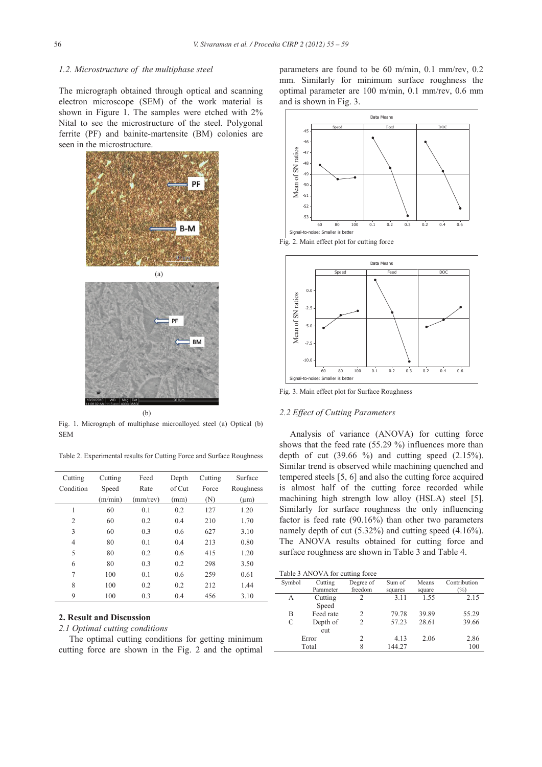### 1.2. Microstructure of the multiphase steel

The micrograph obtained through optical and scanning electron microscope (SEM) of the work material is shown in Figure 1. The samples were etched with 2% Nital to see the microstructure of the steel. Polygonal ferrite (PF) and bainite-martensite (BM) colonies are seen in the microstructure.

PF
B-M
40 μm

(a)

PF
BM

(b)

Fig. 1. Micrograph of multiphase microalloyed steel (a) Optical (b) SEM

Table 2. Experimental results for Cutting Force and Surface Roughness

| Cutting Condition | Cutting Speed (m/min) | Feed Rate (mm/rev) | Depth of Cut (mm) | Cutting Force (N) | Surface Roughness (μm) |
|---|---|---|---|---|---|
| 1 | 60 | 0.1 | 0.2 | 127 | 1.20 |
| 2 | 60 | 0.2 | 0.4 | 210 | 1.70 |
| 3 | 60 | 0.3 | 0.6 | 627 | 3.10 |
| 4 | 80 | 0.1 | 0.4 | 213 | 0.80 |
| 5 | 80 | 0.2 | 0.6 | 415 | 1.20 |
| 6 | 80 | 0.3 | 0.2 | 298 | 3.50 |
| 7 | 100 | 0.1 | 0.6 | 259 | 0.61 |
| 8 | 100 | 0.2 | 0.2 | 212 | 1.44 |
| 9 | 100 | 0.3 | 0.4 | 456 | 3.10 |

## 2. Result and Discussion

### 2.1 Optimal cutting conditions

The optimal cutting conditions for getting minimum cutting force are shown in the Fig. 2 and the optimal parameters are found to be 60 m/min, 0.1 mm/rev, 0.2 mm. Similarly for minimum surface roughness the optimal parameter are 100 m/min, 0.1 mm/rev, 0.6 mm and is shown in Fig. 3.

Data Means
Speed Feed DOC
Mean of SN ratios
-45
-46
-47
-48
-49
-50
-51
-52
-53
60 80 100 0.1 0.2 0.3 0.2 0.4 0.6
Signal-to-noise: Smaller is better

Fig. 2. Main effect plot for cutting force

Data Means
Speed Feed DOC
Mean of SN ratios
0.0
-2.5
-5.0
-7.5
-10.0
60 80 100 0.1 0.2 0.3 0.2 0.4 0.6
Signal-to-noise: Smaller is better

Fig. 3. Main effect plot for Surface Roughness

### 2.2 Effect of Cutting Parameters

Analysis of variance (ANOVA) for cutting force shows that the feed rate (55.29 %) influences more than depth of cut (39.66 %) and cutting speed (2.15%). Similar trend is observed while machining quenched and tempered steels [5, 6] and also the cutting force acquired is almost half of the cutting force recorded while machining high strength low alloy (HSLA) steel [5]. Similarly for surface roughness the only influencing factor is feed rate (90.16%) than other two parameters namely depth of cut (5.32%) and cutting speed (4.16%). The ANOVA results obtained for cutting force and surface roughness are shown in Table 3 and Table 4.

Table 3 ANOVA for cutting force

| Symbol | Cutting Parameter | Degree of freedom | Sum of squares | Means square | Contribution (%) |
|---|---|---|---|---|---|
| A | Cutting Speed | 2 | 3.11 | 1.55 | 2.15 |
| B | Feed rate | 2 | 79.78 | 39.89 | 55.29 |
| C | Depth of cut | 2 | 57.23 | 28.61 | 39.66 |
| Error | | 2 | 4.13 | 2.06 | 2.86 |
| Total | | 8 | 144.27 | | 100 |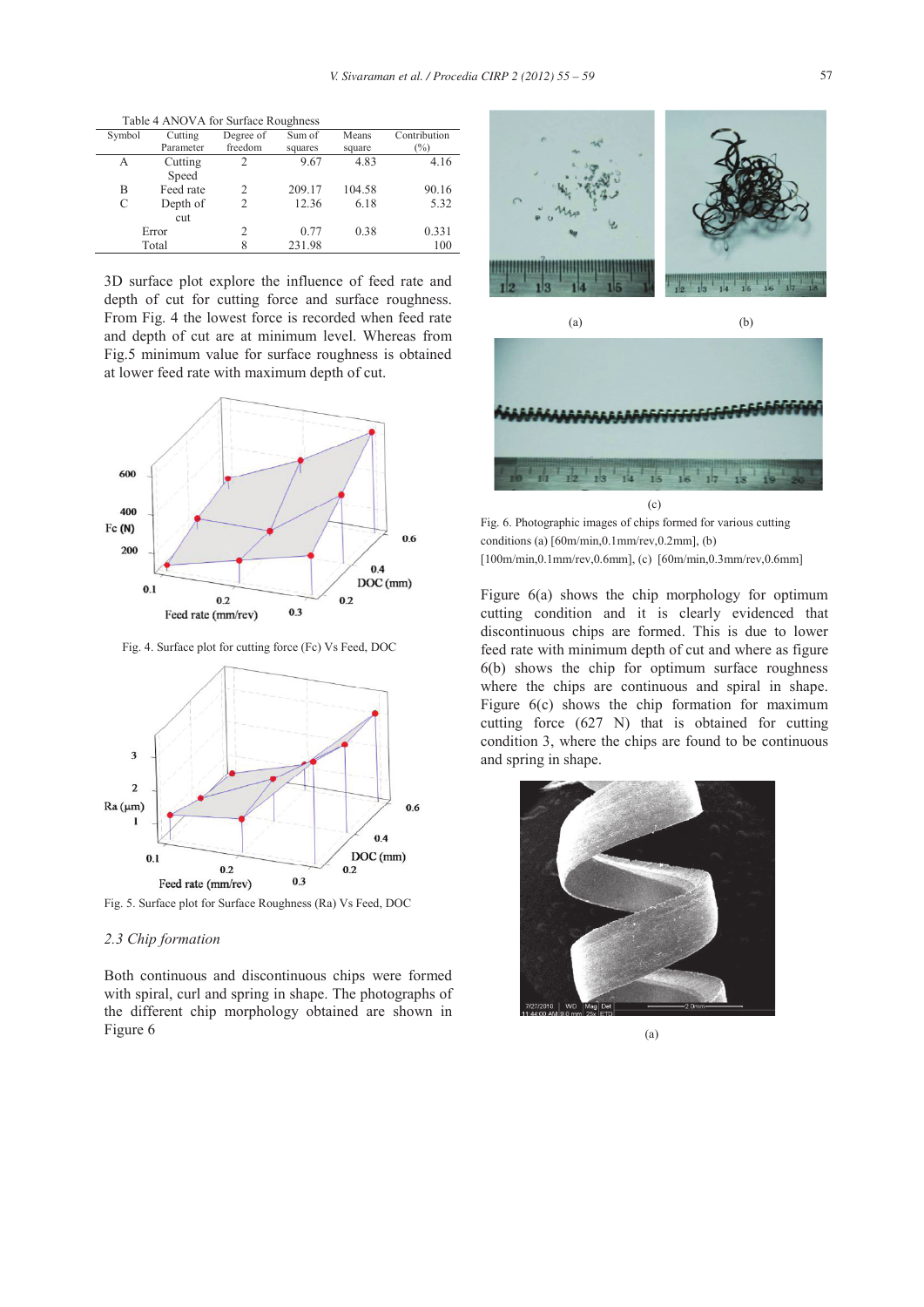Table 4 ANOVA for Surface Roughness

| Symbol | Cutting Parameter | Degree of freedom | Sum of squares | Means square | Contribution (%) |
|---|---|---|---|---|---|
| A | Cutting Speed | 2 | 9.67 | 4.83 | 4.16 |
| B | Feed rate | 2 | 209.17 | 104.58 | 90.16 |
| C | Depth of cut | 2 | 12.36 | 6.18 | 5.32 |
| Error | | 2 | 0.77 | 0.38 | 0.331 |
| Total | | 8 | 231.98 | | 100 |

3D surface plot explore the influence of feed rate and depth of cut for cutting force and surface roughness. From Fig. 4 the lowest force is recorded when feed rate and depth of cut are at minimum level. Whereas from Fig.5 minimum value for surface roughness is obtained at lower feed rate with maximum depth of cut.

600
400
Fc (N)
200
0.1
0.2
Feed rate (mm/rev)
0.3
0.2
0.4
DOC (mm)
0.6

Fig. 4. Surface plot for cutting force (Fc) Vs Feed, DOC

3
2
Ra (μm)
1
0.1
0.2
Feed rate (mm/rev)
0.3
0.2
0.4
DOC (mm)
0.6

Fig. 5. Surface plot for Surface Roughness (Ra) Vs Feed, DOC

### 2.3 Chip formation

Both continuous and discontinuous chips were formed with spiral, curl and spring in shape. The photographs of the different chip morphology obtained are shown in Figure 6

(a) (b)

(c)

Fig. 6. Photographic images of chips formed for various cutting conditions (a) [60m/min,0.1mm/rev,0.2mm], (b) [100m/min,0.1mm/rev,0.6mm], (c) [60m/min,0.3mm/rev,0.6mm]

Figure 6(a) shows the chip morphology for optimum cutting condition and it is clearly evidenced that discontinuous chips are formed. This is due to lower feed rate with minimum depth of cut and where as figure 6(b) shows the chip for optimum surface roughness where the chips are continuous and spiral in shape. Figure 6(c) shows the chip formation for maximum cutting force (627 N) that is obtained for cutting condition 3, where the chips are found to be continuous and spring in shape.

(a)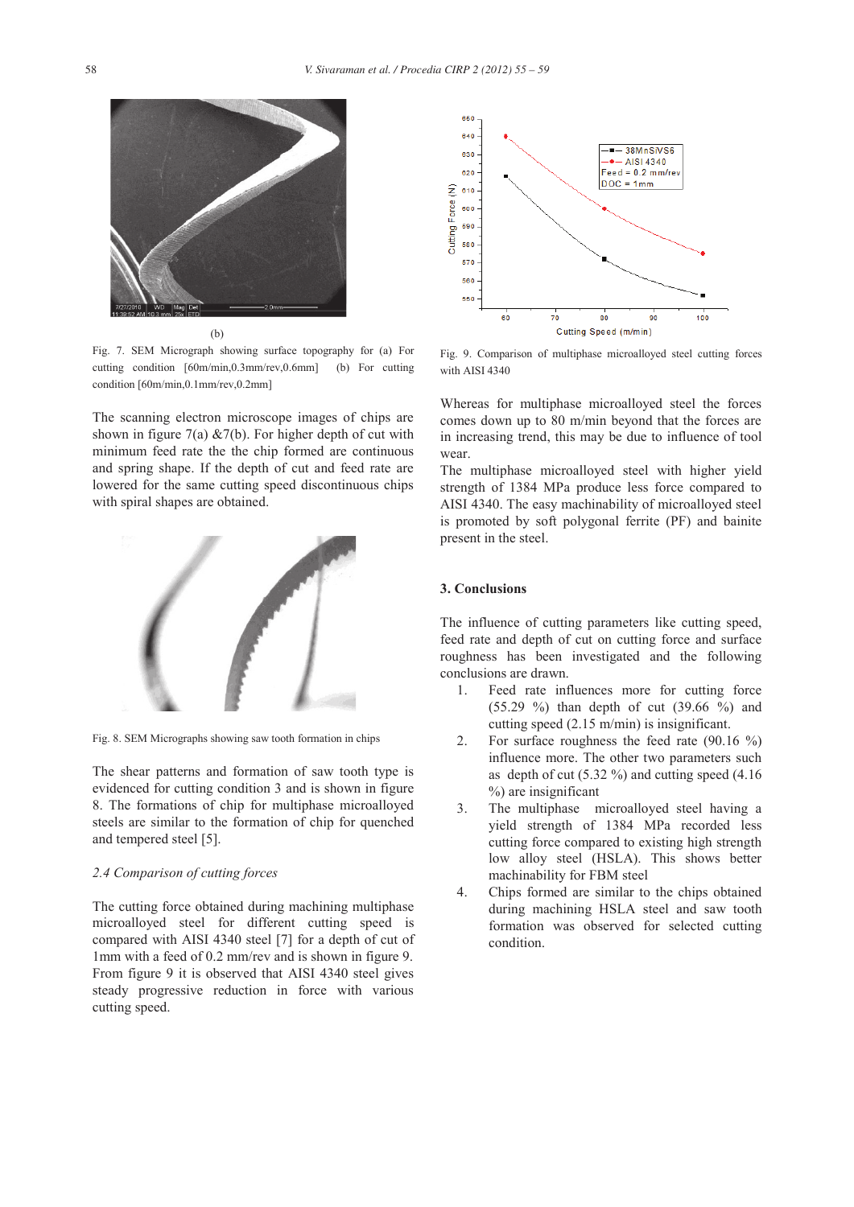(b)

Fig. 7. SEM Micrograph showing surface topography for (a) For cutting condition [60m/min,0.3mm/rev,0.6mm] (b) For cutting condition [60m/min,0.1mm/rev,0.2mm]

The scanning electron microscope images of chips are shown in figure 7(a) &7(b). For higher depth of cut with minimum feed rate the the chip formed are continuous and spring shape. If the depth of cut and feed rate are lowered for the same cutting speed discontinuous chips with spiral shapes are obtained.

Fig. 8. SEM Micrographs showing saw tooth formation in chips

The shear patterns and formation of saw tooth type is evidenced for cutting condition 3 and is shown in figure 8. The formations of chip for multiphase microalloyed steels are similar to the formation of chip for quenched and tempered steel [5].

*2.4 Comparison of cutting forces*

The cutting force obtained during machining multiphase microalloyed steel for different cutting speed is compared with AISI 4340 steel [7] for a depth of cut of 1mm with a feed of 0.2 mm/rev and is shown in figure 9. From figure 9 it is observed that AISI 4340 steel gives steady progressive reduction in force with various cutting speed.

Cutting Force (N)
650
640
630
620
610
600
590
580
570
560
550
60
70
80
90
100
Cutting Speed (m/min)
38MnSiVS6
AISI 4340
Feed = 0.2 mm/rev
DOC = 1mm

Fig. 9. Comparison of multiphase microalloyed steel cutting forces with AISI 4340

Whereas for multiphase microalloyed steel the forces comes down up to 80 m/min beyond that the forces are in increasing trend, this may be due to influence of tool wear.

The multiphase microalloyed steel with higher yield strength of 1384 MPa produce less force compared to AISI 4340. The easy machinability of microalloyed steel is promoted by soft polygonal ferrite (PF) and bainite present in the steel.

## 3. Conclusions

The influence of cutting parameters like cutting speed, feed rate and depth of cut on cutting force and surface roughness has been investigated and the following conclusions are drawn.

1. Feed rate influences more for cutting force (55.29 %) than depth of cut (39.66 %) and cutting speed (2.15 m/min) is insignificant.
2. For surface roughness the feed rate (90.16 %) influence more. The other two parameters such as depth of cut (5.32 %) and cutting speed (4.16 %) are insignificant
3. The multiphase microalloyed steel having a yield strength of 1384 MPa recorded less cutting force compared to existing high strength low alloy steel (HSLA). This shows better machinability for FBM steel
4. Chips formed are similar to the chips obtained during machining HSLA steel and saw tooth formation was observed for selected cutting condition.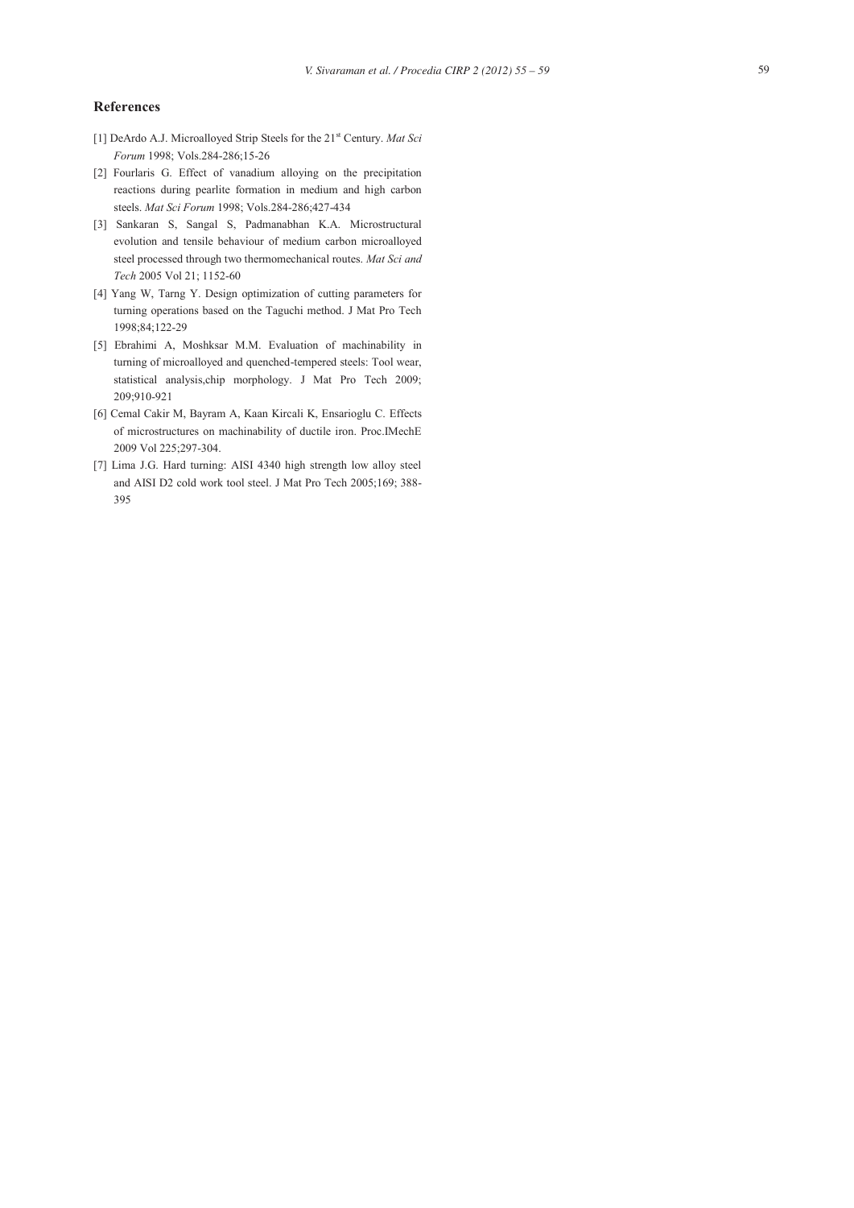## References

[1] DeArdo A.J. Microalloyed Strip Steels for the 21st Century. *Mat Sci Forum* 1998; Vols.284-286;15-26

[2] Fourlaris G. Effect of vanadium alloying on the precipitation reactions during pearlite formation in medium and high carbon steels. *Mat Sci Forum* 1998; Vols.284-286;427-434

[3] Sankaran S, Sangal S, Padmanabhan K.A. Microstructural evolution and tensile behaviour of medium carbon microalloyed steel processed through two thermomechanical routes. *Mat Sci and Tech* 2005 Vol 21; 1152-60

[4] Yang W, Tarng Y. Design optimization of cutting parameters for turning operations based on the Taguchi method. J Mat Pro Tech 1998;84;122-29

[5] Ebrahimi A, Moshksar M.M. Evaluation of machinability in turning of microalloyed and quenched-tempered steels: Tool wear, statistical analysis,chip morphology. J Mat Pro Tech 2009; 209;910-921

[6] Cemal Cakir M, Bayram A, Kaan Kircali K, Ensarioglu C. Effects of microstructures on machinability of ductile iron. Proc.IMechE 2009 Vol 225;297-304.

[7] Lima J.G. Hard turning: AISI 4340 high strength low alloy steel and AISI D2 cold work tool steel. J Mat Pro Tech 2005;169; 388-395